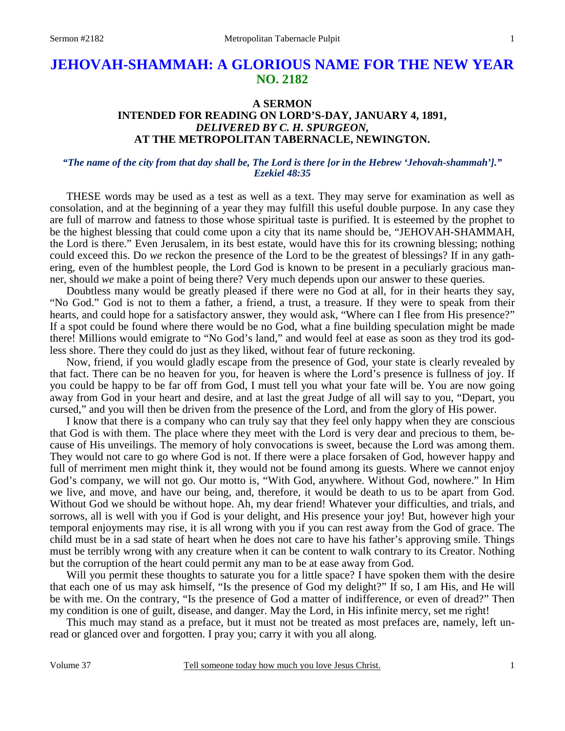# JEHOVAH-SHAMMAH: A GLORIOUS NAME FOR THE NEW YEAR
## NO. 2182

### A SERMON
### INTENDED FOR READING ON LORD'S-DAY, JANUARY 4, 1891,
### *DELIVERED BY C. H. SPURGEON,*
### AT THE METROPOLITAN TABERNACLE, NEWINGTON.

***"The name of the city from that day shall be, The Lord is there [or in the Hebrew 'Jehovah-shammah']." Ezekiel 48:35***

THESE words may be used as a test as well as a text. They may serve for examination as well as consolation, and at the beginning of a year they may fulfill this useful double purpose. In any case they are full of marrow and fatness to those whose spiritual taste is purified. It is esteemed by the prophet to be the highest blessing that could come upon a city that its name should be, "JEHOVAH-SHAMMAH, the Lord is there." Even Jerusalem, in its best estate, would have this for its crowning blessing; nothing could exceed this. Do *we* reckon the presence of the Lord to be the greatest of blessings? If in any gathering, even of the humblest people, the Lord God is known to be present in a peculiarly gracious manner, should *we* make a point of being there? Very much depends upon our answer to these queries.

Doubtless many would be greatly pleased if there were no God at all, for in their hearts they say, "No God." God is not to them a father, a friend, a trust, a treasure. If they were to speak from their hearts, and could hope for a satisfactory answer, they would ask, "Where can I flee from His presence?" If a spot could be found where there would be no God, what a fine building speculation might be made there! Millions would emigrate to "No God's land," and would feel at ease as soon as they trod its godless shore. There they could do just as they liked, without fear of future reckoning.

Now, friend, if you would gladly escape from the presence of God, your state is clearly revealed by that fact. There can be no heaven for you, for heaven is where the Lord's presence is fullness of joy. If you could be happy to be far off from God, I must tell you what your fate will be. You are now going away from God in your heart and desire, and at last the great Judge of all will say to you, "Depart, you cursed," and you will then be driven from the presence of the Lord, and from the glory of His power.

I know that there is a company who can truly say that they feel only happy when they are conscious that God is with them. The place where they meet with the Lord is very dear and precious to them, because of His unveilings. The memory of holy convocations is sweet, because the Lord was among them. They would not care to go where God is not. If there were a place forsaken of God, however happy and full of merriment men might think it, they would not be found among its guests. Where we cannot enjoy God's company, we will not go. Our motto is, "With God, anywhere. Without God, nowhere." In Him we live, and move, and have our being, and, therefore, it would be death to us to be apart from God. Without God we should be without hope. Ah, my dear friend! Whatever your difficulties, and trials, and sorrows, all is well with you if God is your delight, and His presence your joy! But, however high your temporal enjoyments may rise, it is all wrong with you if you can rest away from the God of grace. The child must be in a sad state of heart when he does not care to have his father's approving smile. Things must be terribly wrong with any creature when it can be content to walk contrary to its Creator. Nothing but the corruption of the heart could permit any man to be at ease away from God.

Will you permit these thoughts to saturate you for a little space? I have spoken them with the desire that each one of us may ask himself, "Is the presence of God my delight?" If so, I am His, and He will be with me. On the contrary, "Is the presence of God a matter of indifference, or even of dread?" Then my condition is one of guilt, disease, and danger. May the Lord, in His infinite mercy, set me right!

This much may stand as a preface, but it must not be treated as most prefaces are, namely, left unread or glanced over and forgotten. I pray you; carry it with you all along.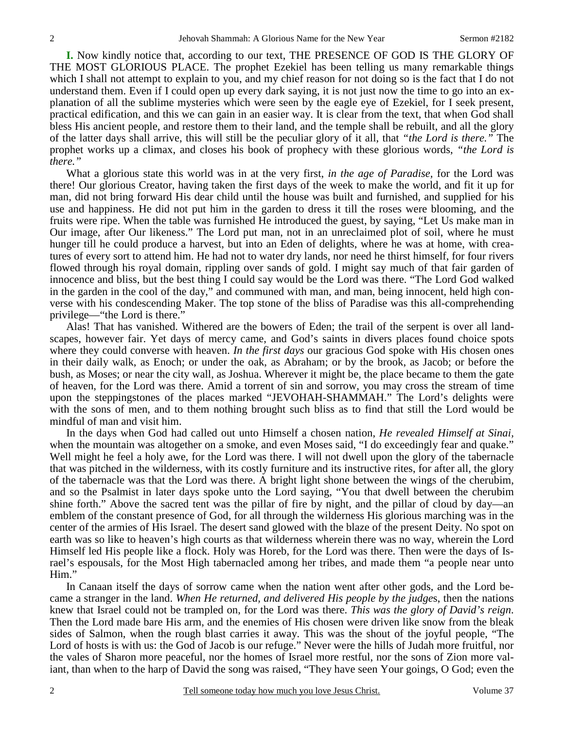**I.** Now kindly notice that, according to our text, THE PRESENCE OF GOD IS THE GLORY OF THE MOST GLORIOUS PLACE. The prophet Ezekiel has been telling us many remarkable things which I shall not attempt to explain to you, and my chief reason for not doing so is the fact that I do not understand them. Even if I could open up every dark saying, it is not just now the time to go into an explanation of all the sublime mysteries which were seen by the eagle eye of Ezekiel, for I seek present, practical edification, and this we can gain in an easier way. It is clear from the text, that when God shall bless His ancient people, and restore them to their land, and the temple shall be rebuilt, and all the glory of the latter days shall arrive, this will still be the peculiar glory of it all, that *"the Lord is there."* The prophet works up a climax, and closes his book of prophecy with these glorious words, *"the Lord is there."*

What a glorious state this world was in at the very first, *in the age of Paradise*, for the Lord was there! Our glorious Creator, having taken the first days of the week to make the world, and fit it up for man, did not bring forward His dear child until the house was built and furnished, and supplied for his use and happiness. He did not put him in the garden to dress it till the roses were blooming, and the fruits were ripe. When the table was furnished He introduced the guest, by saying, "Let Us make man in Our image, after Our likeness." The Lord put man, not in an unreclaimed plot of soil, where he must hunger till he could produce a harvest, but into an Eden of delights, where he was at home, with creatures of every sort to attend him. He had not to water dry lands, nor need he thirst himself, for four rivers flowed through his royal domain, rippling over sands of gold. I might say much of that fair garden of innocence and bliss, but the best thing I could say would be the Lord was there. "The Lord God walked in the garden in the cool of the day," and communed with man, and man, being innocent, held high converse with his condescending Maker. The top stone of the bliss of Paradise was this all-comprehending privilege—"the Lord is there."

Alas! That has vanished. Withered are the bowers of Eden; the trail of the serpent is over all landscapes, however fair. Yet days of mercy came, and God's saints in divers places found choice spots where they could converse with heaven. *In the first days* our gracious God spoke with His chosen ones in their daily walk, as Enoch; or under the oak, as Abraham; or by the brook, as Jacob; or before the bush, as Moses; or near the city wall, as Joshua. Wherever it might be, the place became to them the gate of heaven, for the Lord was there. Amid a torrent of sin and sorrow, you may cross the stream of time upon the steppingstones of the places marked "JEVOHAH-SHAMMAH." The Lord's delights were with the sons of men, and to them nothing brought such bliss as to find that still the Lord would be mindful of man and visit him.

In the days when God had called out unto Himself a chosen nation, *He revealed Himself at Sinai*, when the mountain was altogether on a smoke, and even Moses said, "I do exceedingly fear and quake." Well might he feel a holy awe, for the Lord was there. I will not dwell upon the glory of the tabernacle that was pitched in the wilderness, with its costly furniture and its instructive rites, for after all, the glory of the tabernacle was that the Lord was there. A bright light shone between the wings of the cherubim, and so the Psalmist in later days spoke unto the Lord saying, "You that dwell between the cherubim shine forth." Above the sacred tent was the pillar of fire by night, and the pillar of cloud by day—an emblem of the constant presence of God, for all through the wilderness His glorious marching was in the center of the armies of His Israel. The desert sand glowed with the blaze of the present Deity. No spot on earth was so like to heaven's high courts as that wilderness wherein there was no way, wherein the Lord Himself led His people like a flock. Holy was Horeb, for the Lord was there. Then were the days of Israel's espousals, for the Most High tabernacled among her tribes, and made them "a people near unto Him."

In Canaan itself the days of sorrow came when the nation went after other gods, and the Lord became a stranger in the land. *When He returned, and delivered His people by the judges*, then the nations knew that Israel could not be trampled on, for the Lord was there. *This was the glory of David's reign*. Then the Lord made bare His arm, and the enemies of His chosen were driven like snow from the bleak sides of Salmon, when the rough blast carries it away. This was the shout of the joyful people, "The Lord of hosts is with us: the God of Jacob is our refuge." Never were the hills of Judah more fruitful, nor the vales of Sharon more peaceful, nor the homes of Israel more restful, nor the sons of Zion more valiant, than when to the harp of David the song was raised, "They have seen Your goings, O God; even the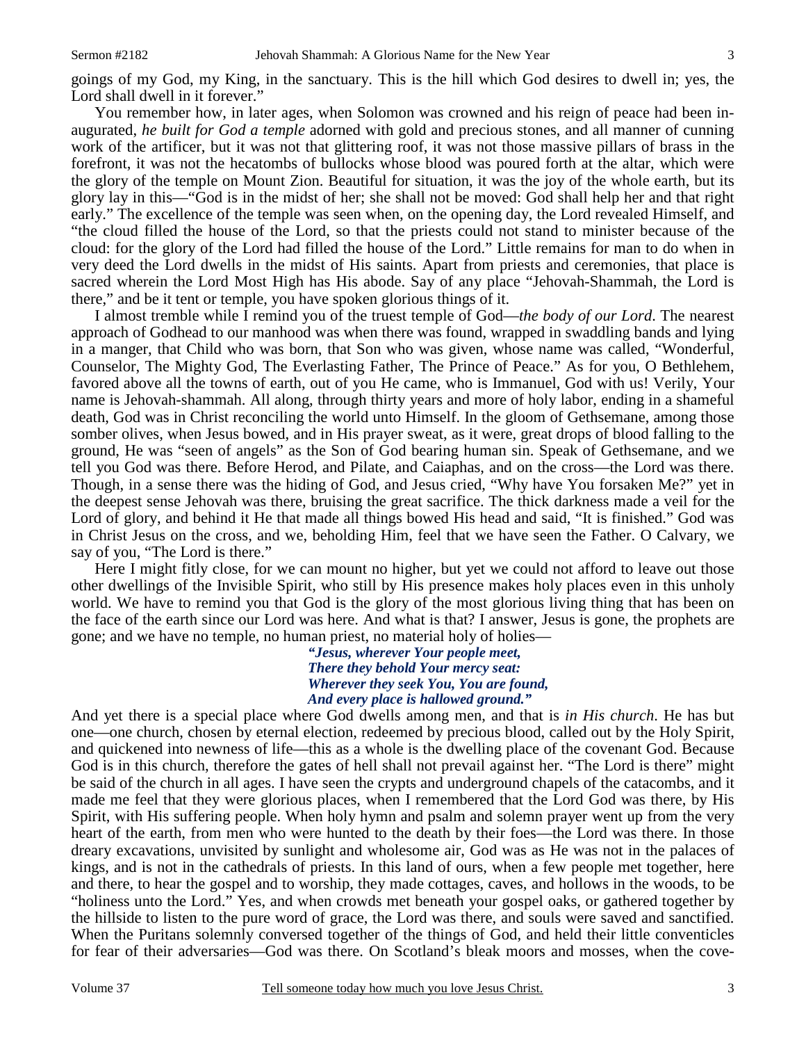goings of my God, my King, in the sanctuary. This is the hill which God desires to dwell in; yes, the Lord shall dwell in it forever."

You remember how, in later ages, when Solomon was crowned and his reign of peace had been inaugurated, *he built for God a temple* adorned with gold and precious stones, and all manner of cunning work of the artificer, but it was not that glittering roof, it was not those massive pillars of brass in the forefront, it was not the hecatombs of bullocks whose blood was poured forth at the altar, which were the glory of the temple on Mount Zion. Beautiful for situation, it was the joy of the whole earth, but its glory lay in this—"God is in the midst of her; she shall not be moved: God shall help her and that right early." The excellence of the temple was seen when, on the opening day, the Lord revealed Himself, and "the cloud filled the house of the Lord, so that the priests could not stand to minister because of the cloud: for the glory of the Lord had filled the house of the Lord." Little remains for man to do when in very deed the Lord dwells in the midst of His saints. Apart from priests and ceremonies, that place is sacred wherein the Lord Most High has His abode. Say of any place "Jehovah-Shammah, the Lord is there," and be it tent or temple, you have spoken glorious things of it.

I almost tremble while I remind you of the truest temple of God—*the body of our Lord*. The nearest approach of Godhead to our manhood was when there was found, wrapped in swaddling bands and lying in a manger, that Child who was born, that Son who was given, whose name was called, "Wonderful, Counselor, The Mighty God, The Everlasting Father, The Prince of Peace." As for you, O Bethlehem, favored above all the towns of earth, out of you He came, who is Immanuel, God with us! Verily, Your name is Jehovah-shammah. All along, through thirty years and more of holy labor, ending in a shameful death, God was in Christ reconciling the world unto Himself. In the gloom of Gethsemane, among those somber olives, when Jesus bowed, and in His prayer sweat, as it were, great drops of blood falling to the ground, He was "seen of angels" as the Son of God bearing human sin. Speak of Gethsemane, and we tell you God was there. Before Herod, and Pilate, and Caiaphas, and on the cross—the Lord was there. Though, in a sense there was the hiding of God, and Jesus cried, "Why have You forsaken Me?" yet in the deepest sense Jehovah was there, bruising the great sacrifice. The thick darkness made a veil for the Lord of glory, and behind it He that made all things bowed His head and said, "It is finished." God was in Christ Jesus on the cross, and we, beholding Him, feel that we have seen the Father. O Calvary, we say of you, "The Lord is there."

Here I might fitly close, for we can mount no higher, but yet we could not afford to leave out those other dwellings of the Invisible Spirit, who still by His presence makes holy places even in this unholy world. We have to remind you that God is the glory of the most glorious living thing that has been on the face of the earth since our Lord was here. And what is that? I answer, Jesus is gone, the prophets are gone; and we have no temple, no human priest, no material holy of holies—

> ***"Jesus, wherever Your people meet,***
> ***There they behold Your mercy seat:***
> ***Wherever they seek You, You are found,***
> ***And every place is hallowed ground."***

And yet there is a special place where God dwells among men, and that is *in His church*. He has but one—one church, chosen by eternal election, redeemed by precious blood, called out by the Holy Spirit, and quickened into newness of life—this as a whole is the dwelling place of the covenant God. Because God is in this church, therefore the gates of hell shall not prevail against her. "The Lord is there" might be said of the church in all ages. I have seen the crypts and underground chapels of the catacombs, and it made me feel that they were glorious places, when I remembered that the Lord God was there, by His Spirit, with His suffering people. When holy hymn and psalm and solemn prayer went up from the very heart of the earth, from men who were hunted to the death by their foes—the Lord was there. In those dreary excavations, unvisited by sunlight and wholesome air, God was as He was not in the palaces of kings, and is not in the cathedrals of priests. In this land of ours, when a few people met together, here and there, to hear the gospel and to worship, they made cottages, caves, and hollows in the woods, to be "holiness unto the Lord." Yes, and when crowds met beneath your gospel oaks, or gathered together by the hillside to listen to the pure word of grace, the Lord was there, and souls were saved and sanctified. When the Puritans solemnly conversed together of the things of God, and held their little conventicles for fear of their adversaries—God was there. On Scotland's bleak moors and mosses, when the cove-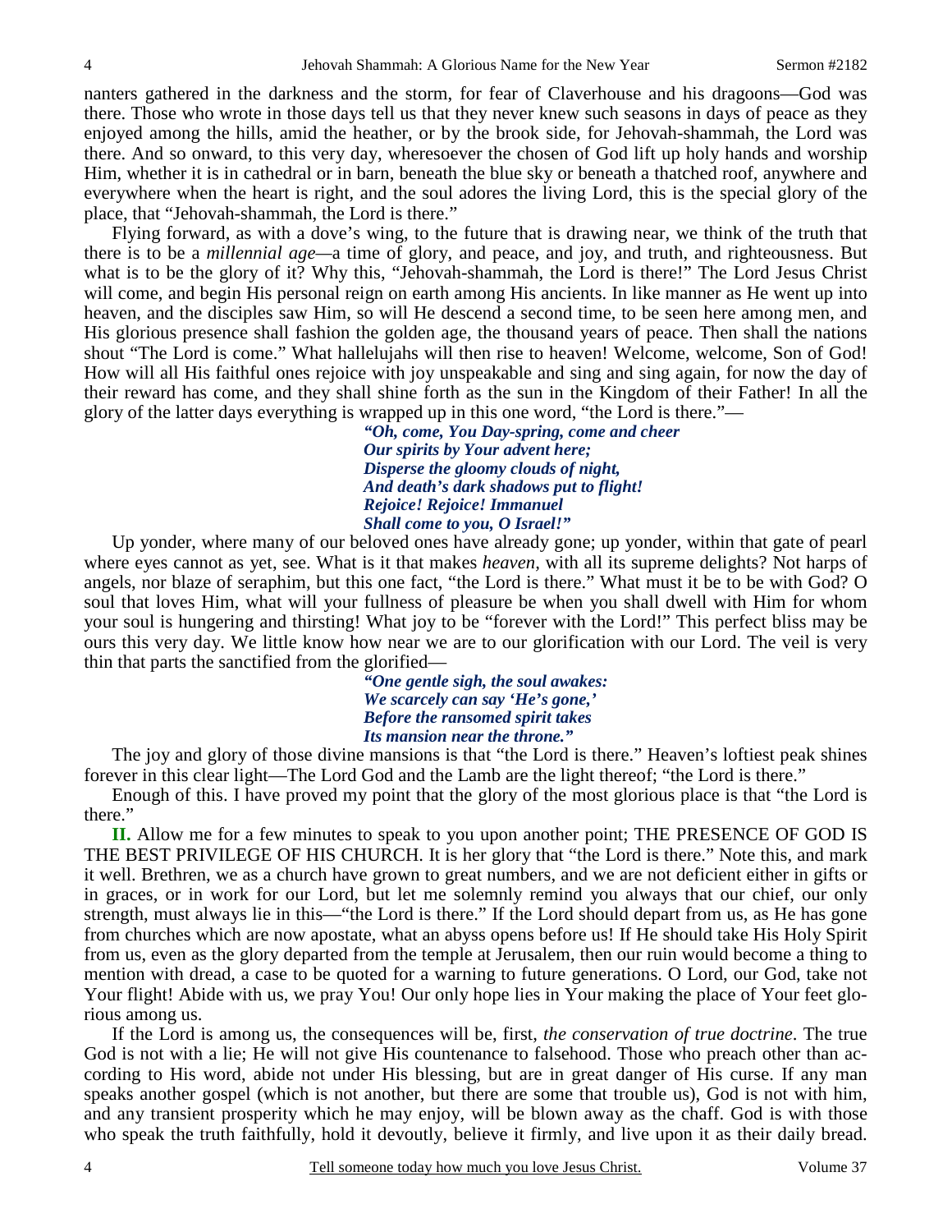nanters gathered in the darkness and the storm, for fear of Claverhouse and his dragoons—God was there. Those who wrote in those days tell us that they never knew such seasons in days of peace as they enjoyed among the hills, amid the heather, or by the brook side, for Jehovah-shammah, the Lord was there. And so onward, to this very day, wheresoever the chosen of God lift up holy hands and worship Him, whether it is in cathedral or in barn, beneath the blue sky or beneath a thatched roof, anywhere and everywhere when the heart is right, and the soul adores the living Lord, this is the special glory of the place, that "Jehovah-shammah, the Lord is there."

Flying forward, as with a dove's wing, to the future that is drawing near, we think of the truth that there is to be a *millennial age*—a time of glory, and peace, and joy, and truth, and righteousness. But what is to be the glory of it? Why this, "Jehovah-shammah, the Lord is there!" The Lord Jesus Christ will come, and begin His personal reign on earth among His ancients. In like manner as He went up into heaven, and the disciples saw Him, so will He descend a second time, to be seen here among men, and His glorious presence shall fashion the golden age, the thousand years of peace. Then shall the nations shout "The Lord is come." What hallelujahs will then rise to heaven! Welcome, welcome, Son of God! How will all His faithful ones rejoice with joy unspeakable and sing and sing again, for now the day of their reward has come, and they shall shine forth as the sun in the Kingdom of their Father! In all the glory of the latter days everything is wrapped up in this one word, "the Lord is there."—

> ***"Oh, come, You Day-spring, come and cheer***
> ***Our spirits by Your advent here;***
> ***Disperse the gloomy clouds of night,***
> ***And death's dark shadows put to flight!***
> ***Rejoice! Rejoice! Immanuel***
> ***Shall come to you, O Israel!"***

Up yonder, where many of our beloved ones have already gone; up yonder, within that gate of pearl where eyes cannot as yet, see. What is it that makes *heaven,* with all its supreme delights? Not harps of angels, nor blaze of seraphim, but this one fact, "the Lord is there." What must it be to be with God? O soul that loves Him, what will your fullness of pleasure be when you shall dwell with Him for whom your soul is hungering and thirsting! What joy to be "forever with the Lord!" This perfect bliss may be ours this very day. We little know how near we are to our glorification with our Lord. The veil is very thin that parts the sanctified from the glorified—

> ***"One gentle sigh, the soul awakes:***
> ***We scarcely can say 'He's gone,'***
> ***Before the ransomed spirit takes***
> ***Its mansion near the throne."***

The joy and glory of those divine mansions is that "the Lord is there." Heaven's loftiest peak shines forever in this clear light—The Lord God and the Lamb are the light thereof; "the Lord is there."

Enough of this. I have proved my point that the glory of the most glorious place is that "the Lord is there."

**II.** Allow me for a few minutes to speak to you upon another point; THE PRESENCE OF GOD IS THE BEST PRIVILEGE OF HIS CHURCH. It is her glory that "the Lord is there." Note this, and mark it well. Brethren, we as a church have grown to great numbers, and we are not deficient either in gifts or in graces, or in work for our Lord, but let me solemnly remind you always that our chief, our only strength, must always lie in this—"the Lord is there." If the Lord should depart from us, as He has gone from churches which are now apostate, what an abyss opens before us! If He should take His Holy Spirit from us, even as the glory departed from the temple at Jerusalem, then our ruin would become a thing to mention with dread, a case to be quoted for a warning to future generations. O Lord, our God, take not Your flight! Abide with us, we pray You! Our only hope lies in Your making the place of Your feet glorious among us.

If the Lord is among us, the consequences will be, first, *the conservation of true doctrine*. The true God is not with a lie; He will not give His countenance to falsehood. Those who preach other than according to His word, abide not under His blessing, but are in great danger of His curse. If any man speaks another gospel (which is not another, but there are some that trouble us), God is not with him, and any transient prosperity which he may enjoy, will be blown away as the chaff. God is with those who speak the truth faithfully, hold it devoutly, believe it firmly, and live upon it as their daily bread.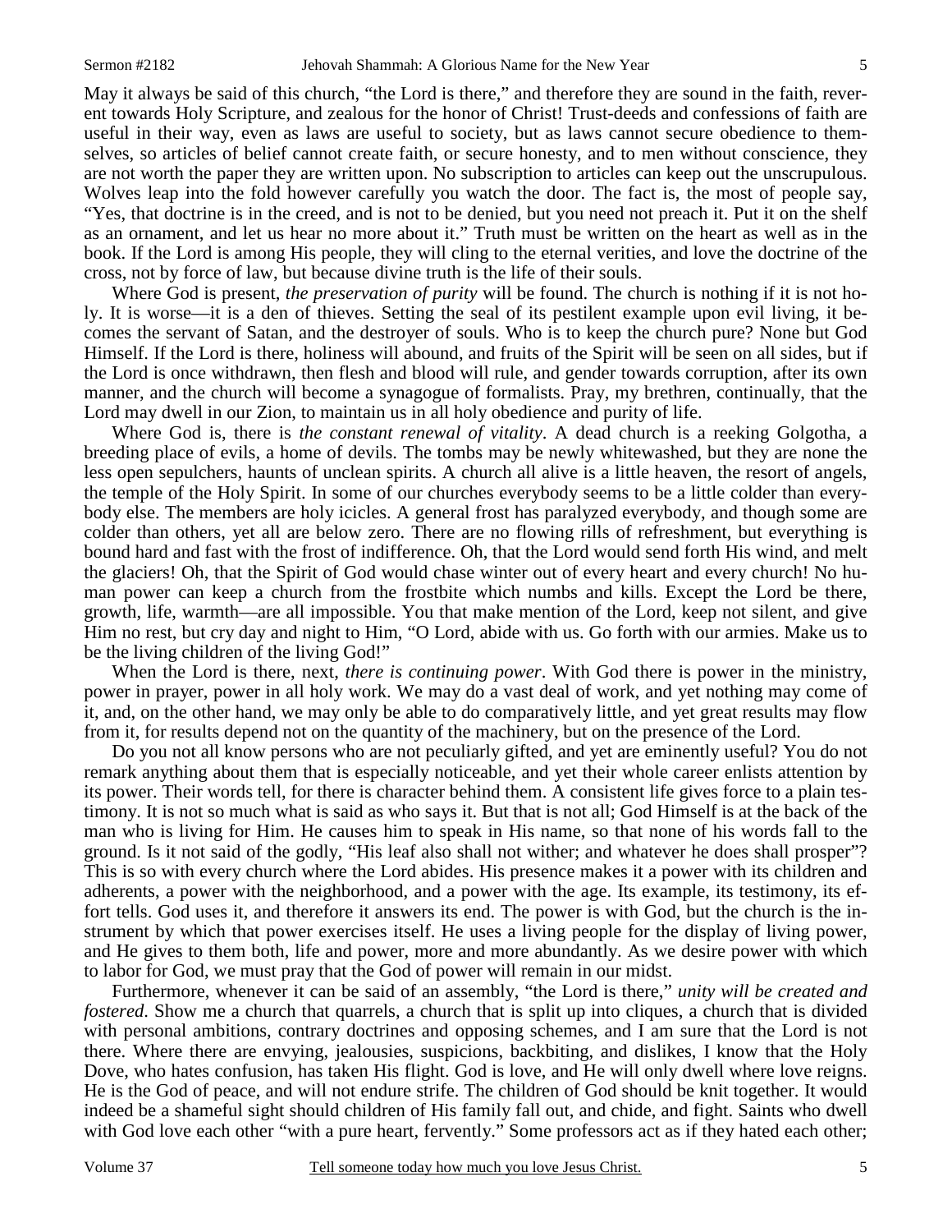May it always be said of this church, "the Lord is there," and therefore they are sound in the faith, reverent towards Holy Scripture, and zealous for the honor of Christ! Trust-deeds and confessions of faith are useful in their way, even as laws are useful to society, but as laws cannot secure obedience to themselves, so articles of belief cannot create faith, or secure honesty, and to men without conscience, they are not worth the paper they are written upon. No subscription to articles can keep out the unscrupulous. Wolves leap into the fold however carefully you watch the door. The fact is, the most of people say, "Yes, that doctrine is in the creed, and is not to be denied, but you need not preach it. Put it on the shelf as an ornament, and let us hear no more about it." Truth must be written on the heart as well as in the book. If the Lord is among His people, they will cling to the eternal verities, and love the doctrine of the cross, not by force of law, but because divine truth is the life of their souls.

Where God is present, *the preservation of purity* will be found. The church is nothing if it is not holy. It is worse—it is a den of thieves. Setting the seal of its pestilent example upon evil living, it becomes the servant of Satan, and the destroyer of souls. Who is to keep the church pure? None but God Himself. If the Lord is there, holiness will abound, and fruits of the Spirit will be seen on all sides, but if the Lord is once withdrawn, then flesh and blood will rule, and gender towards corruption, after its own manner, and the church will become a synagogue of formalists. Pray, my brethren, continually, that the Lord may dwell in our Zion, to maintain us in all holy obedience and purity of life.

Where God is, there is *the constant renewal of vitality*. A dead church is a reeking Golgotha, a breeding place of evils, a home of devils. The tombs may be newly whitewashed, but they are none the less open sepulchers, haunts of unclean spirits. A church all alive is a little heaven, the resort of angels, the temple of the Holy Spirit. In some of our churches everybody seems to be a little colder than everybody else. The members are holy icicles. A general frost has paralyzed everybody, and though some are colder than others, yet all are below zero. There are no flowing rills of refreshment, but everything is bound hard and fast with the frost of indifference. Oh, that the Lord would send forth His wind, and melt the glaciers! Oh, that the Spirit of God would chase winter out of every heart and every church! No human power can keep a church from the frostbite which numbs and kills. Except the Lord be there, growth, life, warmth—are all impossible. You that make mention of the Lord, keep not silent, and give Him no rest, but cry day and night to Him, "O Lord, abide with us. Go forth with our armies. Make us to be the living children of the living God!"

When the Lord is there, next, *there is continuing power*. With God there is power in the ministry, power in prayer, power in all holy work. We may do a vast deal of work, and yet nothing may come of it, and, on the other hand, we may only be able to do comparatively little, and yet great results may flow from it, for results depend not on the quantity of the machinery, but on the presence of the Lord.

Do you not all know persons who are not peculiarly gifted, and yet are eminently useful? You do not remark anything about them that is especially noticeable, and yet their whole career enlists attention by its power. Their words tell, for there is character behind them. A consistent life gives force to a plain testimony. It is not so much what is said as who says it. But that is not all; God Himself is at the back of the man who is living for Him. He causes him to speak in His name, so that none of his words fall to the ground. Is it not said of the godly, "His leaf also shall not wither; and whatever he does shall prosper"? This is so with every church where the Lord abides. His presence makes it a power with its children and adherents, a power with the neighborhood, and a power with the age. Its example, its testimony, its effort tells. God uses it, and therefore it answers its end. The power is with God, but the church is the instrument by which that power exercises itself. He uses a living people for the display of living power, and He gives to them both, life and power, more and more abundantly. As we desire power with which to labor for God, we must pray that the God of power will remain in our midst.

Furthermore, whenever it can be said of an assembly, "the Lord is there," *unity will be created and fostered*. Show me a church that quarrels, a church that is split up into cliques, a church that is divided with personal ambitions, contrary doctrines and opposing schemes, and I am sure that the Lord is not there. Where there are envying, jealousies, suspicions, backbiting, and dislikes, I know that the Holy Dove, who hates confusion, has taken His flight. God is love, and He will only dwell where love reigns. He is the God of peace, and will not endure strife. The children of God should be knit together. It would indeed be a shameful sight should children of His family fall out, and chide, and fight. Saints who dwell with God love each other "with a pure heart, fervently." Some professors act as if they hated each other;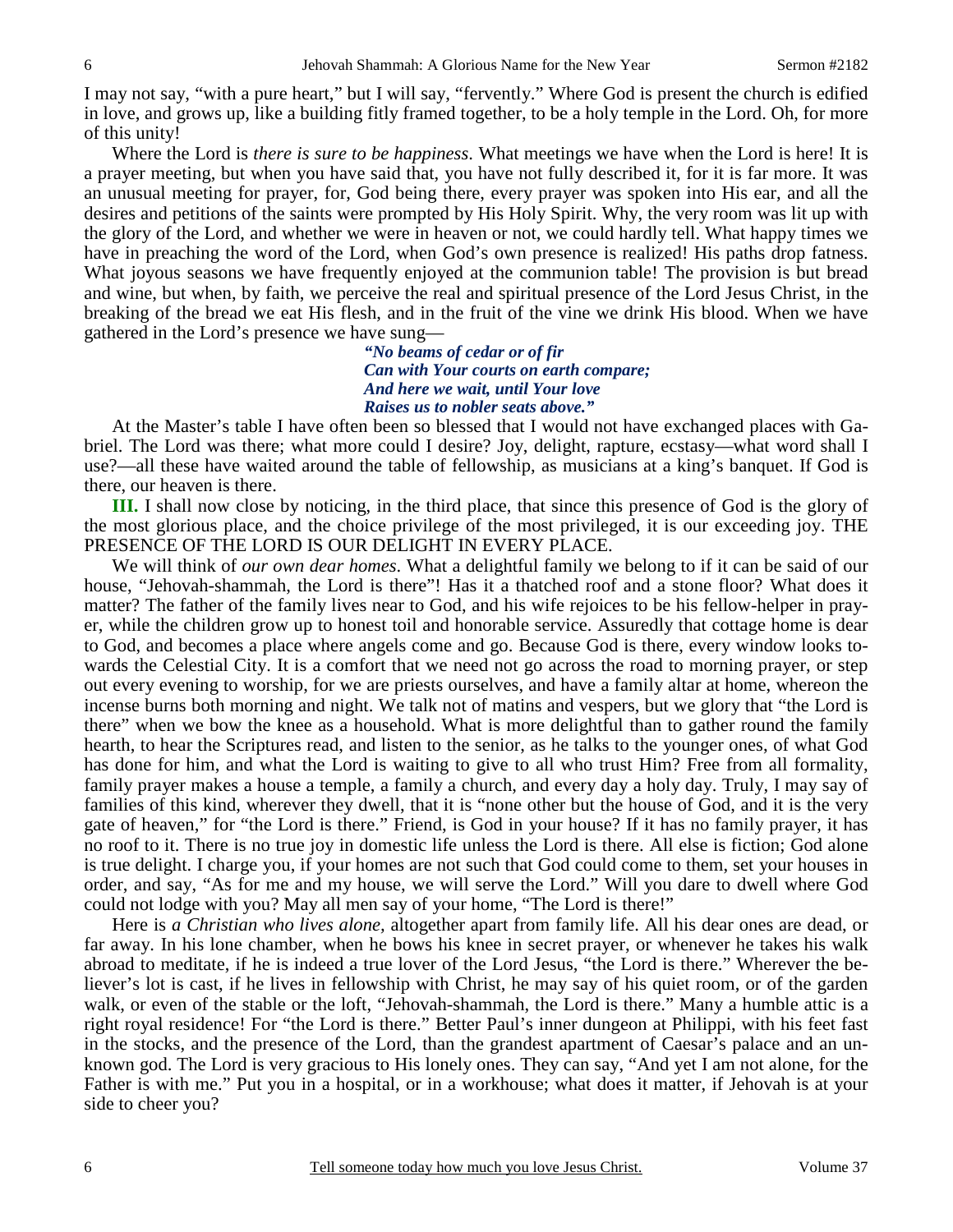I may not say, "with a pure heart," but I will say, "fervently." Where God is present the church is edified in love, and grows up, like a building fitly framed together, to be a holy temple in the Lord. Oh, for more of this unity!

Where the Lord is *there is sure to be happiness*. What meetings we have when the Lord is here! It is a prayer meeting, but when you have said that, you have not fully described it, for it is far more. It was an unusual meeting for prayer, for, God being there, every prayer was spoken into His ear, and all the desires and petitions of the saints were prompted by His Holy Spirit. Why, the very room was lit up with the glory of the Lord, and whether we were in heaven or not, we could hardly tell. What happy times we have in preaching the word of the Lord, when God's own presence is realized! His paths drop fatness. What joyous seasons we have frequently enjoyed at the communion table! The provision is but bread and wine, but when, by faith, we perceive the real and spiritual presence of the Lord Jesus Christ, in the breaking of the bread we eat His flesh, and in the fruit of the vine we drink His blood. When we have gathered in the Lord's presence we have sung—

> ***"No beams of cedar or of fir***
> ***Can with Your courts on earth compare;***
> ***And here we wait, until Your love***
> ***Raises us to nobler seats above."***

At the Master's table I have often been so blessed that I would not have exchanged places with Gabriel. The Lord was there; what more could I desire? Joy, delight, rapture, ecstasy—what word shall I use?—all these have waited around the table of fellowship, as musicians at a king's banquet. If God is there, our heaven is there.

**III.** I shall now close by noticing, in the third place, that since this presence of God is the glory of the most glorious place, and the choice privilege of the most privileged, it is our exceeding joy. THE PRESENCE OF THE LORD IS OUR DELIGHT IN EVERY PLACE.

We will think of *our own dear homes*. What a delightful family we belong to if it can be said of our house, "Jehovah-shammah, the Lord is there"! Has it a thatched roof and a stone floor? What does it matter? The father of the family lives near to God, and his wife rejoices to be his fellow-helper in prayer, while the children grow up to honest toil and honorable service. Assuredly that cottage home is dear to God, and becomes a place where angels come and go. Because God is there, every window looks towards the Celestial City. It is a comfort that we need not go across the road to morning prayer, or step out every evening to worship, for we are priests ourselves, and have a family altar at home, whereon the incense burns both morning and night. We talk not of matins and vespers, but we glory that "the Lord is there" when we bow the knee as a household. What is more delightful than to gather round the family hearth, to hear the Scriptures read, and listen to the senior, as he talks to the younger ones, of what God has done for him, and what the Lord is waiting to give to all who trust Him? Free from all formality, family prayer makes a house a temple, a family a church, and every day a holy day. Truly, I may say of families of this kind, wherever they dwell, that it is "none other but the house of God, and it is the very gate of heaven," for "the Lord is there." Friend, is God in your house? If it has no family prayer, it has no roof to it. There is no true joy in domestic life unless the Lord is there. All else is fiction; God alone is true delight. I charge you, if your homes are not such that God could come to them, set your houses in order, and say, "As for me and my house, we will serve the Lord." Will you dare to dwell where God could not lodge with you? May all men say of your home, "The Lord is there!"

Here is *a Christian who lives alone*, altogether apart from family life. All his dear ones are dead, or far away. In his lone chamber, when he bows his knee in secret prayer, or whenever he takes his walk abroad to meditate, if he is indeed a true lover of the Lord Jesus, "the Lord is there." Wherever the believer's lot is cast, if he lives in fellowship with Christ, he may say of his quiet room, or of the garden walk, or even of the stable or the loft, "Jehovah-shammah, the Lord is there." Many a humble attic is a right royal residence! For "the Lord is there." Better Paul's inner dungeon at Philippi, with his feet fast in the stocks, and the presence of the Lord, than the grandest apartment of Caesar's palace and an unknown god. The Lord is very gracious to His lonely ones. They can say, "And yet I am not alone, for the Father is with me." Put you in a hospital, or in a workhouse; what does it matter, if Jehovah is at your side to cheer you?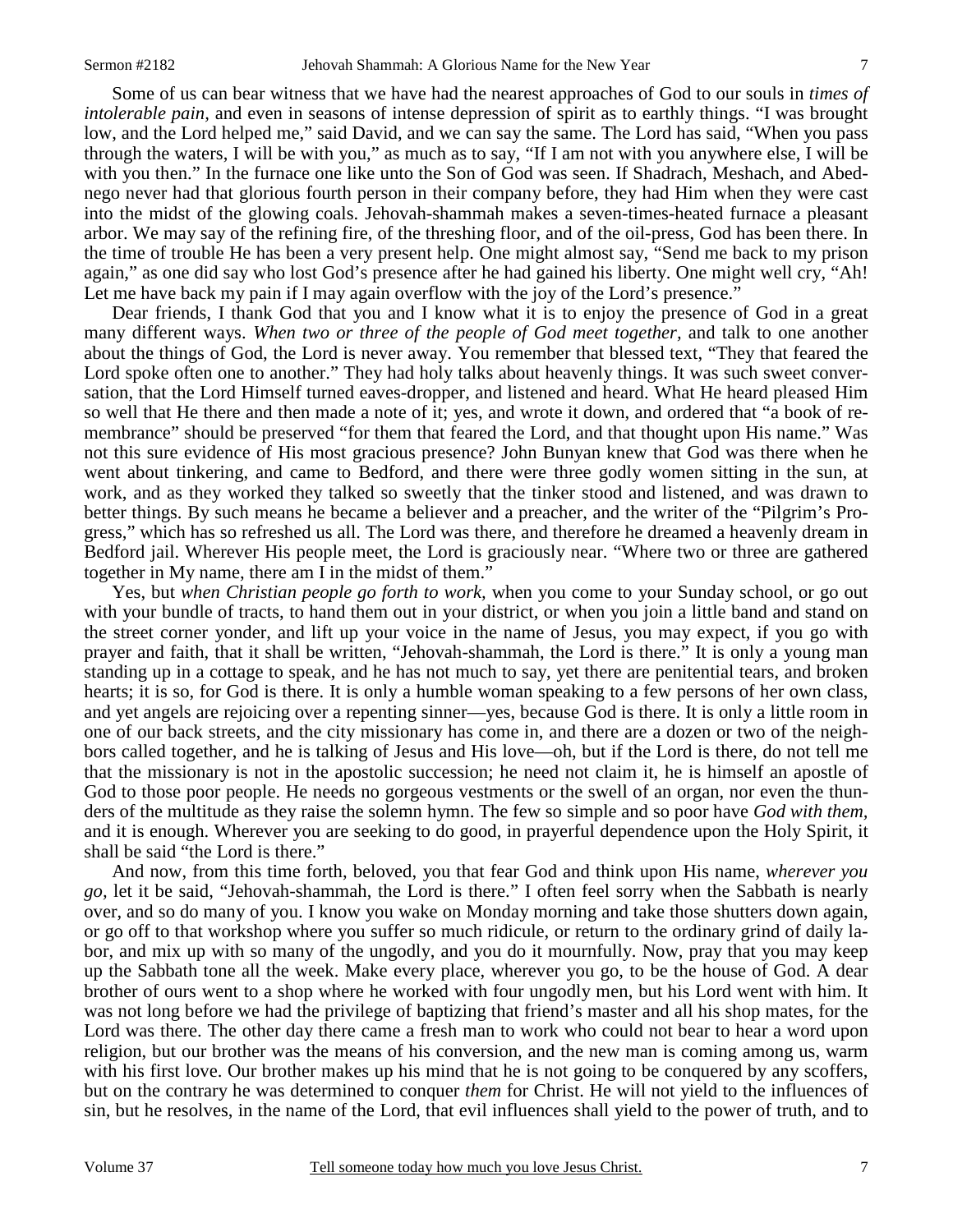Some of us can bear witness that we have had the nearest approaches of God to our souls in *times of intolerable pain,* and even in seasons of intense depression of spirit as to earthly things. "I was brought low, and the Lord helped me," said David, and we can say the same. The Lord has said, "When you pass through the waters, I will be with you," as much as to say, "If I am not with you anywhere else, I will be with you then." In the furnace one like unto the Son of God was seen. If Shadrach, Meshach, and Abednego never had that glorious fourth person in their company before, they had Him when they were cast into the midst of the glowing coals. Jehovah-shammah makes a seven-times-heated furnace a pleasant arbor. We may say of the refining fire, of the threshing floor, and of the oil-press, God has been there. In the time of trouble He has been a very present help. One might almost say, "Send me back to my prison again," as one did say who lost God's presence after he had gained his liberty. One might well cry, "Ah! Let me have back my pain if I may again overflow with the joy of the Lord's presence."

Dear friends, I thank God that you and I know what it is to enjoy the presence of God in a great many different ways. *When two or three of the people of God meet together,* and talk to one another about the things of God, the Lord is never away. You remember that blessed text, "They that feared the Lord spoke often one to another." They had holy talks about heavenly things. It was such sweet conversation, that the Lord Himself turned eaves-dropper, and listened and heard. What He heard pleased Him so well that He there and then made a note of it; yes, and wrote it down, and ordered that "a book of remembrance" should be preserved "for them that feared the Lord, and that thought upon His name." Was not this sure evidence of His most gracious presence? John Bunyan knew that God was there when he went about tinkering, and came to Bedford, and there were three godly women sitting in the sun, at work, and as they worked they talked so sweetly that the tinker stood and listened, and was drawn to better things. By such means he became a believer and a preacher, and the writer of the "Pilgrim's Progress," which has so refreshed us all. The Lord was there, and therefore he dreamed a heavenly dream in Bedford jail. Wherever His people meet, the Lord is graciously near. "Where two or three are gathered together in My name, there am I in the midst of them."

Yes, but *when Christian people go forth to work,* when you come to your Sunday school, or go out with your bundle of tracts, to hand them out in your district, or when you join a little band and stand on the street corner yonder, and lift up your voice in the name of Jesus, you may expect, if you go with prayer and faith, that it shall be written, "Jehovah-shammah, the Lord is there." It is only a young man standing up in a cottage to speak, and he has not much to say, yet there are penitential tears, and broken hearts; it is so, for God is there. It is only a humble woman speaking to a few persons of her own class, and yet angels are rejoicing over a repenting sinner—yes, because God is there. It is only a little room in one of our back streets, and the city missionary has come in, and there are a dozen or two of the neighbors called together, and he is talking of Jesus and His love—oh, but if the Lord is there, do not tell me that the missionary is not in the apostolic succession; he need not claim it, he is himself an apostle of God to those poor people. He needs no gorgeous vestments or the swell of an organ, nor even the thunders of the multitude as they raise the solemn hymn. The few so simple and so poor have *God with them,* and it is enough. Wherever you are seeking to do good, in prayerful dependence upon the Holy Spirit, it shall be said "the Lord is there."

And now, from this time forth, beloved, you that fear God and think upon His name, *wherever you go,* let it be said, "Jehovah-shammah, the Lord is there." I often feel sorry when the Sabbath is nearly over, and so do many of you. I know you wake on Monday morning and take those shutters down again, or go off to that workshop where you suffer so much ridicule, or return to the ordinary grind of daily labor, and mix up with so many of the ungodly, and you do it mournfully. Now, pray that you may keep up the Sabbath tone all the week. Make every place, wherever you go, to be the house of God. A dear brother of ours went to a shop where he worked with four ungodly men, but his Lord went with him. It was not long before we had the privilege of baptizing that friend's master and all his shop mates, for the Lord was there. The other day there came a fresh man to work who could not bear to hear a word upon religion, but our brother was the means of his conversion, and the new man is coming among us, warm with his first love. Our brother makes up his mind that he is not going to be conquered by any scoffers, but on the contrary he was determined to conquer *them* for Christ. He will not yield to the influences of sin, but he resolves, in the name of the Lord, that evil influences shall yield to the power of truth, and to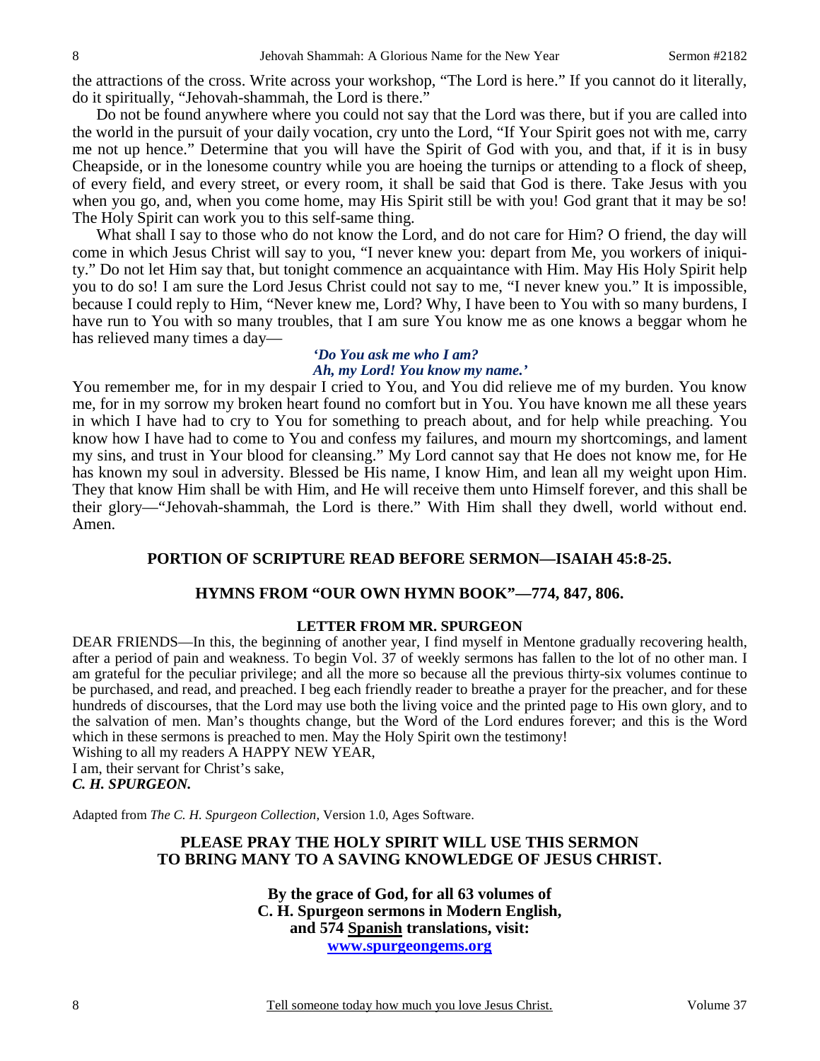the attractions of the cross. Write across your workshop, "The Lord is here." If you cannot do it literally, do it spiritually, "Jehovah-shammah, the Lord is there."

Do not be found anywhere where you could not say that the Lord was there, but if you are called into the world in the pursuit of your daily vocation, cry unto the Lord, "If Your Spirit goes not with me, carry me not up hence." Determine that you will have the Spirit of God with you, and that, if it is in busy Cheapside, or in the lonesome country while you are hoeing the turnips or attending to a flock of sheep, of every field, and every street, or every room, it shall be said that God is there. Take Jesus with you when you go, and, when you come home, may His Spirit still be with you! God grant that it may be so! The Holy Spirit can work you to this self-same thing.

What shall I say to those who do not know the Lord, and do not care for Him? O friend, the day will come in which Jesus Christ will say to you, "I never knew you: depart from Me, you workers of iniquity." Do not let Him say that, but tonight commence an acquaintance with Him. May His Holy Spirit help you to do so! I am sure the Lord Jesus Christ could not say to me, "I never knew you." It is impossible, because I could reply to Him, "Never knew me, Lord? Why, I have been to You with so many burdens, I have run to You with so many troubles, that I am sure You know me as one knows a beggar whom he has relieved many times a day—

*'Do You ask me who I am?*
*Ah, my Lord! You know my name.'*

You remember me, for in my despair I cried to You, and You did relieve me of my burden. You know me, for in my sorrow my broken heart found no comfort but in You. You have known me all these years in which I have had to cry to You for something to preach about, and for help while preaching. You know how I have had to come to You and confess my failures, and mourn my shortcomings, and lament my sins, and trust in Your blood for cleansing." My Lord cannot say that He does not know me, for He has known my soul in adversity. Blessed be His name, I know Him, and lean all my weight upon Him. They that know Him shall be with Him, and He will receive them unto Himself forever, and this shall be their glory—"Jehovah-shammah, the Lord is there." With Him shall they dwell, world without end. Amen.

## PORTION OF SCRIPTURE READ BEFORE SERMON—ISAIAH 45:8-25.

## HYMNS FROM "OUR OWN HYMN BOOK"—774, 847, 806.

### LETTER FROM MR. SPURGEON

DEAR FRIENDS—In this, the beginning of another year, I find myself in Mentone gradually recovering health, after a period of pain and weakness. To begin Vol. 37 of weekly sermons has fallen to the lot of no other man. I am grateful for the peculiar privilege; and all the more so because all the previous thirty-six volumes continue to be purchased, and read, and preached. I beg each friendly reader to breathe a prayer for the preacher, and for these hundreds of discourses, that the Lord may use both the living voice and the printed page to His own glory, and to the salvation of men. Man's thoughts change, but the Word of the Lord endures forever; and this is the Word which in these sermons is preached to men. May the Holy Spirit own the testimony!
Wishing to all my readers A HAPPY NEW YEAR,
I am, their servant for Christ's sake,
***C. H. SPURGEON.***

Adapted from *The C. H. Spurgeon Collection*, Version 1.0, Ages Software.

**PLEASE PRAY THE HOLY SPIRIT WILL USE THIS SERMON TO BRING MANY TO A SAVING KNOWLEDGE OF JESUS CHRIST.**

**By the grace of God, for all 63 volumes of C. H. Spurgeon sermons in Modern English, and 574 Spanish translations, visit: www.spurgeongems.org**

Tell someone today how much you love Jesus Christ.